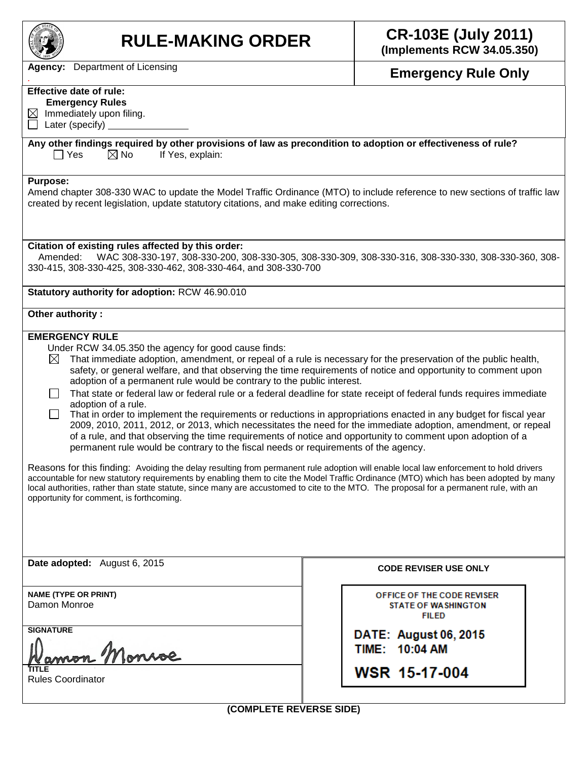# RULE-MAKING ORDER

**CR-103E (July 2011)**
**(Implements RCW 34.05.350)**

**Agency:** Department of Licensing

**Emergency Rule Only**

**Effective date of rule:**
**Emergency Rules**
☒ Immediately upon filing.
☐ Later (specify) _______________

**Any other findings required by other provisions of law as precondition to adoption or effectiveness of rule?**
☐ Yes ☒ No If Yes, explain:

**Purpose:**
Amend chapter 308-330 WAC to update the Model Traffic Ordinance (MTO) to include reference to new sections of traffic law created by recent legislation, update statutory citations, and make editing corrections.

**Citation of existing rules affected by this order:**
Amended: WAC 308-330-197, 308-330-200, 308-330-305, 308-330-309, 308-330-316, 308-330-330, 308-330-360, 308-330-415, 308-330-425, 308-330-462, 308-330-464, and 308-330-700

**Statutory authority for adoption:** RCW 46.90.010

**Other authority :**

**EMERGENCY RULE**
Under RCW 34.05.350 the agency for good cause finds:
☒ That immediate adoption, amendment, or repeal of a rule is necessary for the preservation of the public health, safety, or general welfare, and that observing the time requirements of notice and opportunity to comment upon adoption of a permanent rule would be contrary to the public interest.
☐ That state or federal law or federal rule or a federal deadline for state receipt of federal funds requires immediate adoption of a rule.
☐ That in order to implement the requirements or reductions in appropriations enacted in any budget for fiscal year 2009, 2010, 2011, 2012, or 2013, which necessitates the need for the immediate adoption, amendment, or repeal of a rule, and that observing the time requirements of notice and opportunity to comment upon adoption of a permanent rule would be contrary to the fiscal needs or requirements of the agency.

Reasons for this finding: Avoiding the delay resulting from permanent rule adoption will enable local law enforcement to hold drivers accountable for new statutory requirements by enabling them to cite the Model Traffic Ordinance (MTO) which has been adopted by many local authorities, rather than state statute, since many are accustomed to cite to the MTO. The proposal for a permanent rule, with an opportunity for comment, is forthcoming.

**Date adopted:** August 6, 2015

**NAME (TYPE OR PRINT)**
Damon Monroe

**SIGNATURE**
Damon Monroe

**TITLE**
Rules Coordinator

**CODE REVISER USE ONLY**

OFFICE OF THE CODE REVISER
STATE OF WASHINGTON
FILED

DATE: August 06, 2015
TIME: 10:04 AM

WSR 15-17-004

**(COMPLETE REVERSE SIDE)**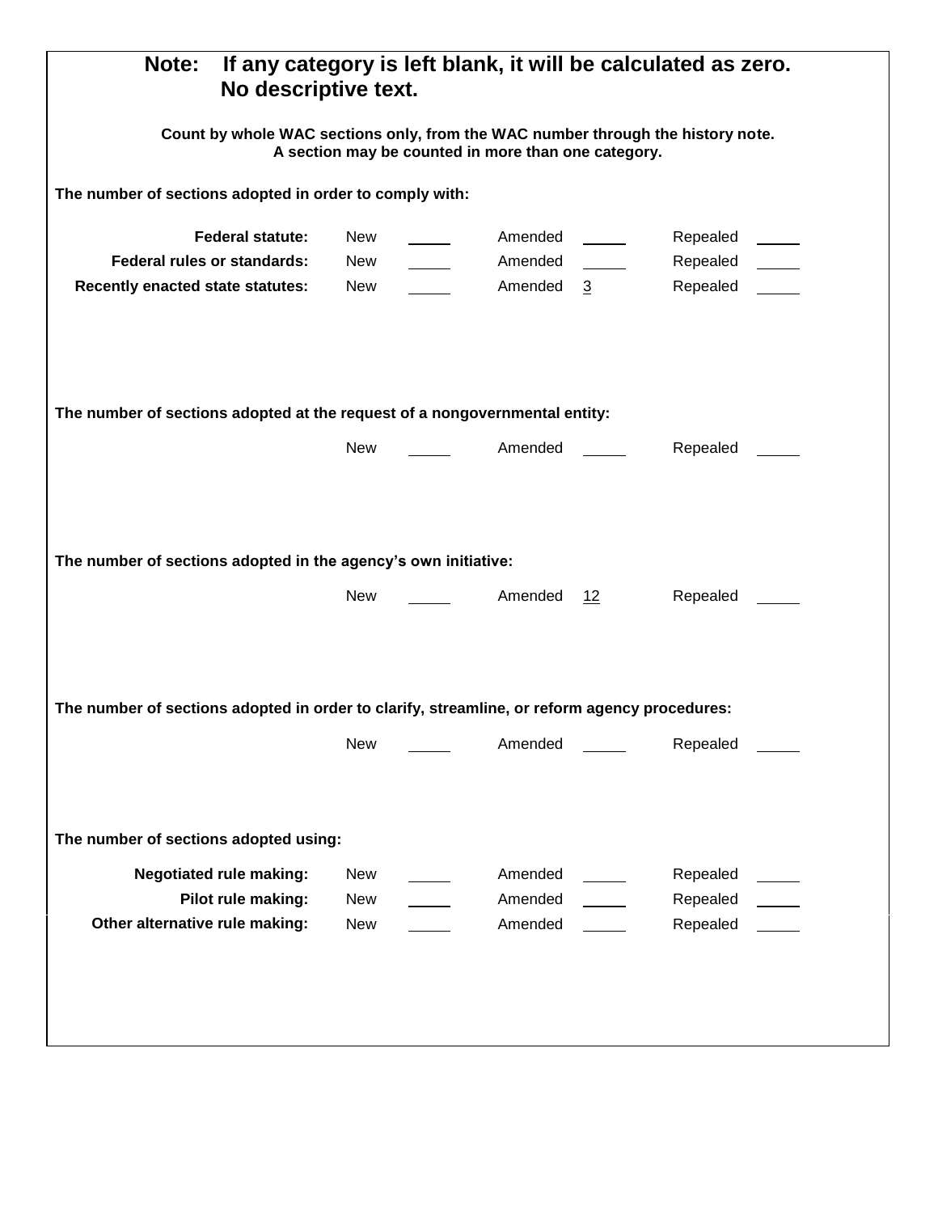**Note: If any category is left blank, it will be calculated as zero. No descriptive text.**

**Count by whole WAC sections only, from the WAC number through the history note. A section may be counted in more than one category.**

**The number of sections adopted in order to comply with:**

| | | | | | | |
|---|---|---|---|---|---|---|
| **Federal statute:** | New | | Amended | | Repealed | |
| **Federal rules or standards:** | New | | Amended | | Repealed | |
| **Recently enacted state statutes:** | New | | Amended | 3 | Repealed | |

**The number of sections adopted at the request of a nongovernmental entity:**

| | | | | | |
|---|---|---|---|---|---|
| New | | Amended | | Repealed | |

**The number of sections adopted in the agency's own initiative:**

| | | | | | |
|---|---|---|---|---|---|
| New | | Amended | 12 | Repealed | |

**The number of sections adopted in order to clarify, streamline, or reform agency procedures:**

| | | | | | |
|---|---|---|---|---|---|
| New | | Amended | | Repealed | |

**The number of sections adopted using:**

| | | | | | | |
|---|---|---|---|---|---|---|
| **Negotiated rule making:** | New | | Amended | | Repealed | |
| **Pilot rule making:** | New | | Amended | | Repealed | |
| **Other alternative rule making:** | New | | Amended | | Repealed | |